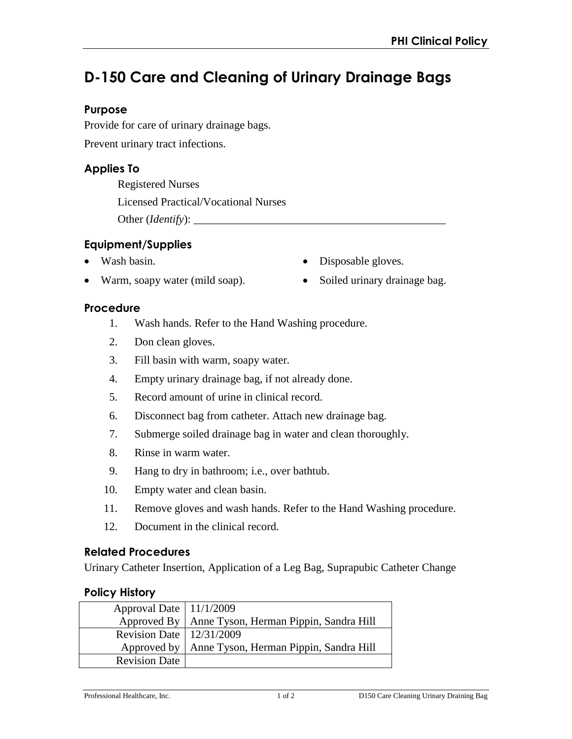# D-150 Care and Cleaning of Urinary Drainage Bags

## Purpose

Provide for care of urinary drainage bags.

Prevent urinary tract infections.

## Applies To

Registered Nurses

Licensed Practical/Vocational Nurses

Other (*Identify*): ______________________________________________

## Equipment/Supplies

- Wash basin.
- Warm, soapy water (mild soap).
- Disposable gloves.
- Soiled urinary drainage bag.

## Procedure

1. Wash hands. Refer to the Hand Washing procedure.
2. Don clean gloves.
3. Fill basin with warm, soapy water.
4. Empty urinary drainage bag, if not already done.
5. Record amount of urine in clinical record.
6. Disconnect bag from catheter. Attach new drainage bag.
7. Submerge soiled drainage bag in water and clean thoroughly.
8. Rinse in warm water.
9. Hang to dry in bathroom; i.e., over bathtub.
10. Empty water and clean basin.
11. Remove gloves and wash hands. Refer to the Hand Washing procedure.
12. Document in the clinical record.

## Related Procedures

Urinary Catheter Insertion, Application of a Leg Bag, Suprapubic Catheter Change

## Policy History

| | |
|---|---|
| Approval Date | 11/1/2009 |
| Approved By | Anne Tyson, Herman Pippin, Sandra Hill |
| Revision Date | 12/31/2009 |
| Approved by | Anne Tyson, Herman Pippin, Sandra Hill |
| Revision Date | |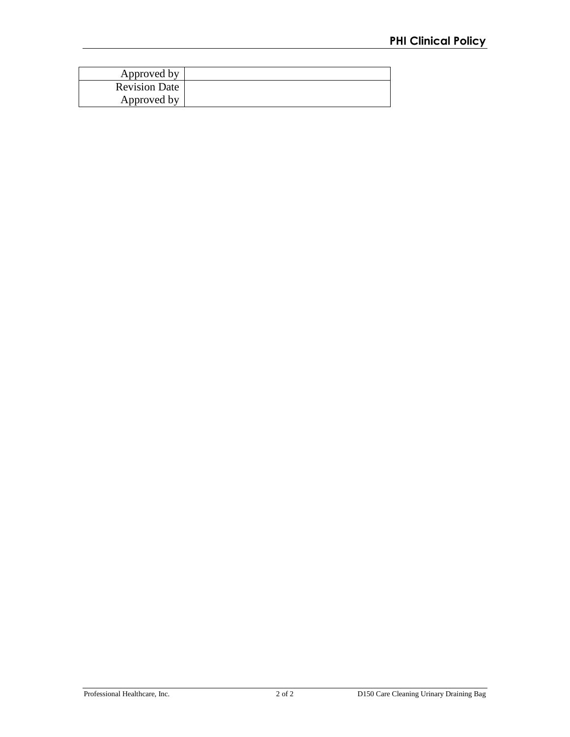| | |
|---|---|
| Approved by | |
| Revision Date<br>Approved by | |